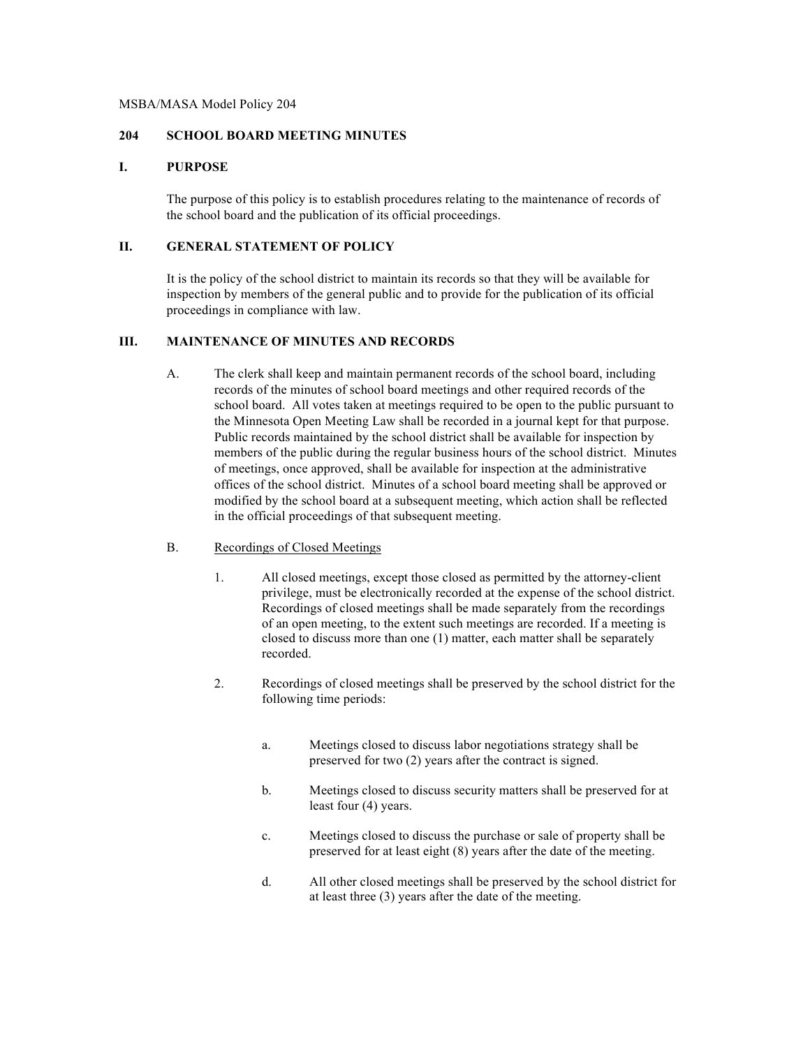MSBA/MASA Model Policy 204

# 204 SCHOOL BOARD MEETING MINUTES

## I. PURPOSE

The purpose of this policy is to establish procedures relating to the maintenance of records of the school board and the publication of its official proceedings.

## II. GENERAL STATEMENT OF POLICY

It is the policy of the school district to maintain its records so that they will be available for inspection by members of the general public and to provide for the publication of its official proceedings in compliance with law.

## III. MAINTENANCE OF MINUTES AND RECORDS

A. The clerk shall keep and maintain permanent records of the school board, including records of the minutes of school board meetings and other required records of the school board. All votes taken at meetings required to be open to the public pursuant to the Minnesota Open Meeting Law shall be recorded in a journal kept for that purpose. Public records maintained by the school district shall be available for inspection by members of the public during the regular business hours of the school district. Minutes of meetings, once approved, shall be available for inspection at the administrative offices of the school district. Minutes of a school board meeting shall be approved or modified by the school board at a subsequent meeting, which action shall be reflected in the official proceedings of that subsequent meeting.

B. Recordings of Closed Meetings

1. All closed meetings, except those closed as permitted by the attorney-client privilege, must be electronically recorded at the expense of the school district. Recordings of closed meetings shall be made separately from the recordings of an open meeting, to the extent such meetings are recorded. If a meeting is closed to discuss more than one (1) matter, each matter shall be separately recorded.

2. Recordings of closed meetings shall be preserved by the school district for the following time periods:

   a. Meetings closed to discuss labor negotiations strategy shall be preserved for two (2) years after the contract is signed.

   b. Meetings closed to discuss security matters shall be preserved for at least four (4) years.

   c. Meetings closed to discuss the purchase or sale of property shall be preserved for at least eight (8) years after the date of the meeting.

   d. All other closed meetings shall be preserved by the school district for at least three (3) years after the date of the meeting.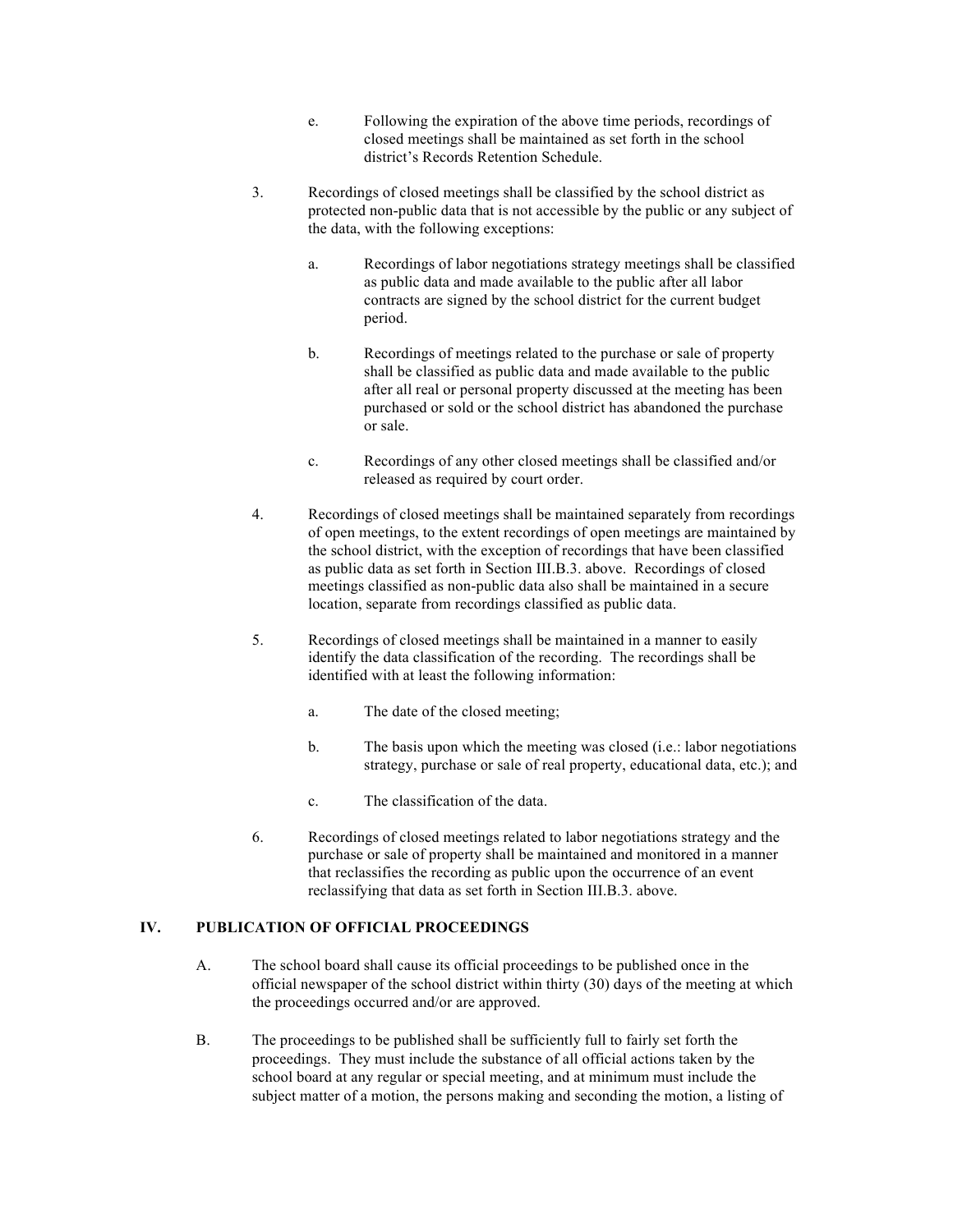e. Following the expiration of the above time periods, recordings of closed meetings shall be maintained as set forth in the school district's Records Retention Schedule.

3. Recordings of closed meetings shall be classified by the school district as protected non-public data that is not accessible by the public or any subject of the data, with the following exceptions:

    a. Recordings of labor negotiations strategy meetings shall be classified as public data and made available to the public after all labor contracts are signed by the school district for the current budget period.

    b. Recordings of meetings related to the purchase or sale of property shall be classified as public data and made available to the public after all real or personal property discussed at the meeting has been purchased or sold or the school district has abandoned the purchase or sale.

    c. Recordings of any other closed meetings shall be classified and/or released as required by court order.

4. Recordings of closed meetings shall be maintained separately from recordings of open meetings, to the extent recordings of open meetings are maintained by the school district, with the exception of recordings that have been classified as public data as set forth in Section III.B.3. above. Recordings of closed meetings classified as non-public data also shall be maintained in a secure location, separate from recordings classified as public data.

5. Recordings of closed meetings shall be maintained in a manner to easily identify the data classification of the recording. The recordings shall be identified with at least the following information:

    a. The date of the closed meeting;

    b. The basis upon which the meeting was closed (i.e.: labor negotiations strategy, purchase or sale of real property, educational data, etc.); and

    c. The classification of the data.

6. Recordings of closed meetings related to labor negotiations strategy and the purchase or sale of property shall be maintained and monitored in a manner that reclassifies the recording as public upon the occurrence of an event reclassifying that data as set forth in Section III.B.3. above.

## IV. PUBLICATION OF OFFICIAL PROCEEDINGS

A. The school board shall cause its official proceedings to be published once in the official newspaper of the school district within thirty (30) days of the meeting at which the proceedings occurred and/or are approved.

B. The proceedings to be published shall be sufficiently full to fairly set forth the proceedings. They must include the substance of all official actions taken by the school board at any regular or special meeting, and at minimum must include the subject matter of a motion, the persons making and seconding the motion, a listing of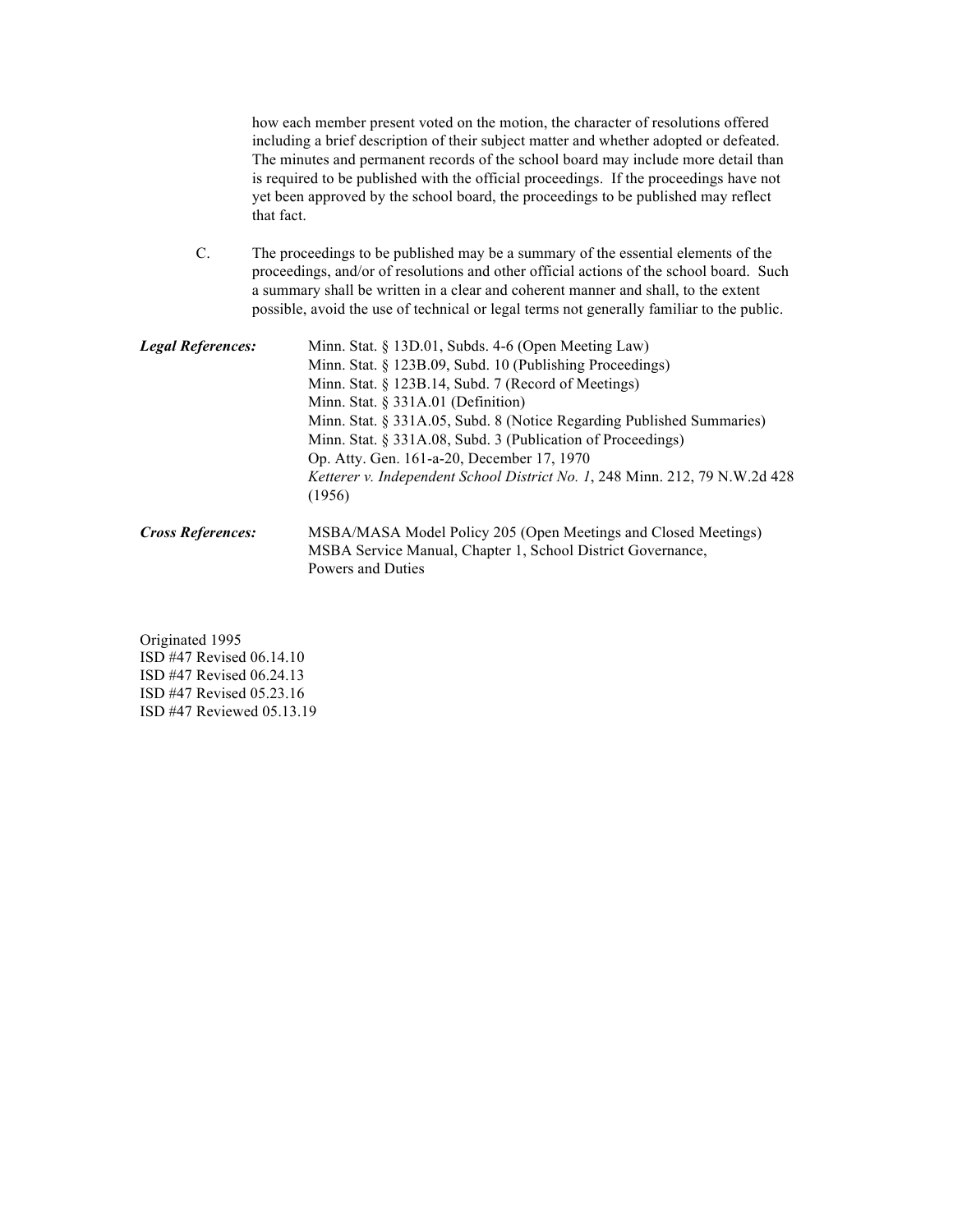how each member present voted on the motion, the character of resolutions offered including a brief description of their subject matter and whether adopted or defeated. The minutes and permanent records of the school board may include more detail than is required to be published with the official proceedings. If the proceedings have not yet been approved by the school board, the proceedings to be published may reflect that fact.

C. The proceedings to be published may be a summary of the essential elements of the proceedings, and/or of resolutions and other official actions of the school board. Such a summary shall be written in a clear and coherent manner and shall, to the extent possible, avoid the use of technical or legal terms not generally familiar to the public.

***Legal References:***

Minn. Stat. § 13D.01, Subds. 4-6 (Open Meeting Law)
Minn. Stat. § 123B.09, Subd. 10 (Publishing Proceedings)
Minn. Stat. § 123B.14, Subd. 7 (Record of Meetings)
Minn. Stat. § 331A.01 (Definition)
Minn. Stat. § 331A.05, Subd. 8 (Notice Regarding Published Summaries)
Minn. Stat. § 331A.08, Subd. 3 (Publication of Proceedings)
Op. Atty. Gen. 161-a-20, December 17, 1970
*Ketterer v. Independent School District No. 1*, 248 Minn. 212, 79 N.W.2d 428 (1956)

***Cross References:***

MSBA/MASA Model Policy 205 (Open Meetings and Closed Meetings)
MSBA Service Manual, Chapter 1, School District Governance, Powers and Duties

Originated 1995
ISD #47 Revised 06.14.10
ISD #47 Revised 06.24.13
ISD #47 Revised 05.23.16
ISD #47 Reviewed 05.13.19